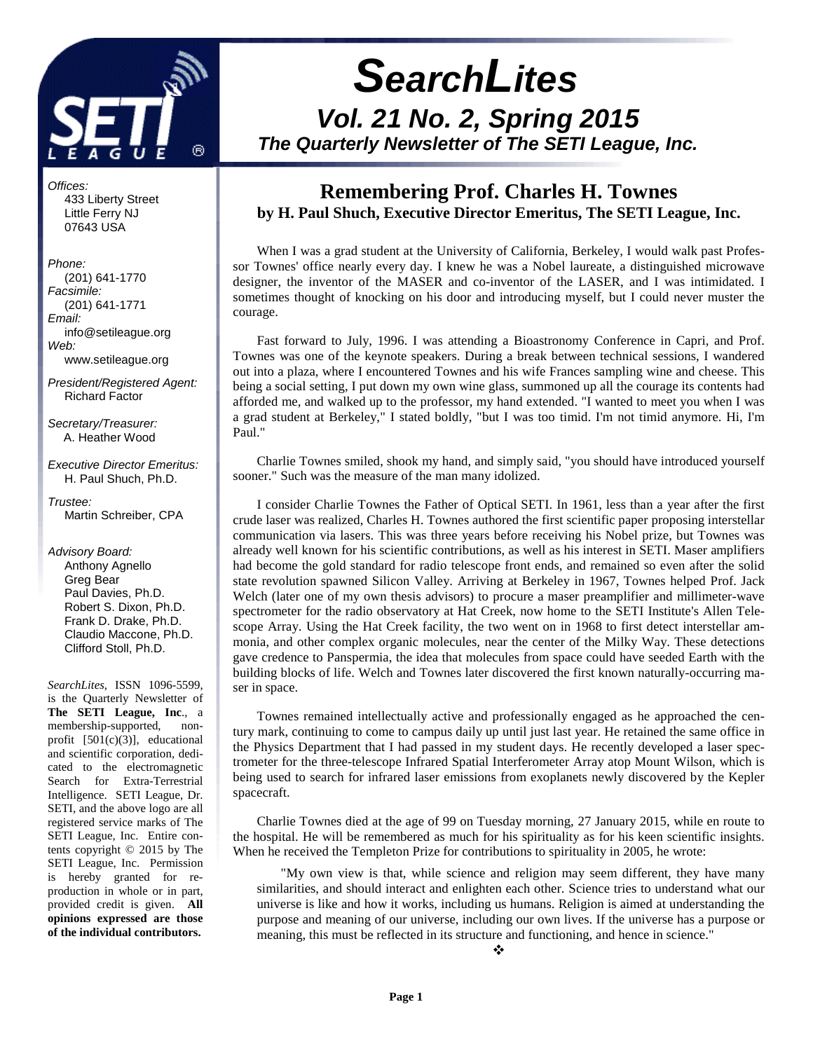# SearchLites

## Vol. 21 No. 2, Spring 2015

### The Quarterly Newsletter of The SETI League, Inc.

*Offices:*
433 Liberty Street
Little Ferry NJ
07643 USA

*Phone:*
(201) 641-1770
*Facsimile:*
(201) 641-1771
*Email:*
info@setileague.org
*Web:*
www.setileague.org

*President/Registered Agent:*
Richard Factor

*Secretary/Treasurer:*
A. Heather Wood

*Executive Director Emeritus:*
H. Paul Shuch, Ph.D.

*Trustee:*
Martin Schreiber, CPA

*Advisory Board:*
Anthony Agnello
Greg Bear
Paul Davies, Ph.D.
Robert S. Dixon, Ph.D.
Frank D. Drake, Ph.D.
Claudio Maccone, Ph.D.
Clifford Stoll, Ph.D.

*SearchLites*, ISSN 1096-5599, is the Quarterly Newsletter of **The SETI League, Inc**., a membership-supported, non-profit [501(c)(3)], educational and scientific corporation, dedicated to the electromagnetic Search for Extra-Terrestrial Intelligence. SETI League, Dr. SETI, and the above logo are all registered service marks of The SETI League, Inc. Entire contents copyright © 2015 by The SETI League, Inc. Permission is hereby granted for reproduction in whole or in part, provided credit is given. **All opinions expressed are those of the individual contributors.**

## Remembering Prof. Charles H. Townes

**by H. Paul Shuch, Executive Director Emeritus, The SETI League, Inc.**

When I was a grad student at the University of California, Berkeley, I would walk past Professor Townes' office nearly every day. I knew he was a Nobel laureate, a distinguished microwave designer, the inventor of the MASER and co-inventor of the LASER, and I was intimidated. I sometimes thought of knocking on his door and introducing myself, but I could never muster the courage.

Fast forward to July, 1996. I was attending a Bioastronomy Conference in Capri, and Prof. Townes was one of the keynote speakers. During a break between technical sessions, I wandered out into a plaza, where I encountered Townes and his wife Frances sampling wine and cheese. This being a social setting, I put down my own wine glass, summoned up all the courage its contents had afforded me, and walked up to the professor, my hand extended. "I wanted to meet you when I was a grad student at Berkeley," I stated boldly, "but I was too timid. I'm not timid anymore. Hi, I'm Paul."

Charlie Townes smiled, shook my hand, and simply said, "you should have introduced yourself sooner." Such was the measure of the man many idolized.

I consider Charlie Townes the Father of Optical SETI. In 1961, less than a year after the first crude laser was realized, Charles H. Townes authored the first scientific paper proposing interstellar communication via lasers. This was three years before receiving his Nobel prize, but Townes was already well known for his scientific contributions, as well as his interest in SETI. Maser amplifiers had become the gold standard for radio telescope front ends, and remained so even after the solid state revolution spawned Silicon Valley. Arriving at Berkeley in 1967, Townes helped Prof. Jack Welch (later one of my own thesis advisors) to procure a maser preamplifier and millimeter-wave spectrometer for the radio observatory at Hat Creek, now home to the SETI Institute's Allen Telescope Array. Using the Hat Creek facility, the two went on in 1968 to first detect interstellar ammonia, and other complex organic molecules, near the center of the Milky Way. These detections gave credence to Panspermia, the idea that molecules from space could have seeded Earth with the building blocks of life. Welch and Townes later discovered the first known naturally-occurring maser in space.

Townes remained intellectually active and professionally engaged as he approached the century mark, continuing to come to campus daily up until just last year. He retained the same office in the Physics Department that I had passed in my student days. He recently developed a laser spectrometer for the three-telescope Infrared Spatial Interferometer Array atop Mount Wilson, which is being used to search for infrared laser emissions from exoplanets newly discovered by the Kepler spacecraft.

Charlie Townes died at the age of 99 on Tuesday morning, 27 January 2015, while en route to the hospital. He will be remembered as much for his spirituality as for his keen scientific insights. When he received the Templeton Prize for contributions to spirituality in 2005, he wrote:

> "My own view is that, while science and religion may seem different, they have many similarities, and should interact and enlighten each other. Science tries to understand what our universe is like and how it works, including us humans. Religion is aimed at understanding the purpose and meaning of our universe, including our own lives. If the universe has a purpose or meaning, this must be reflected in its structure and functioning, and hence in science."

❖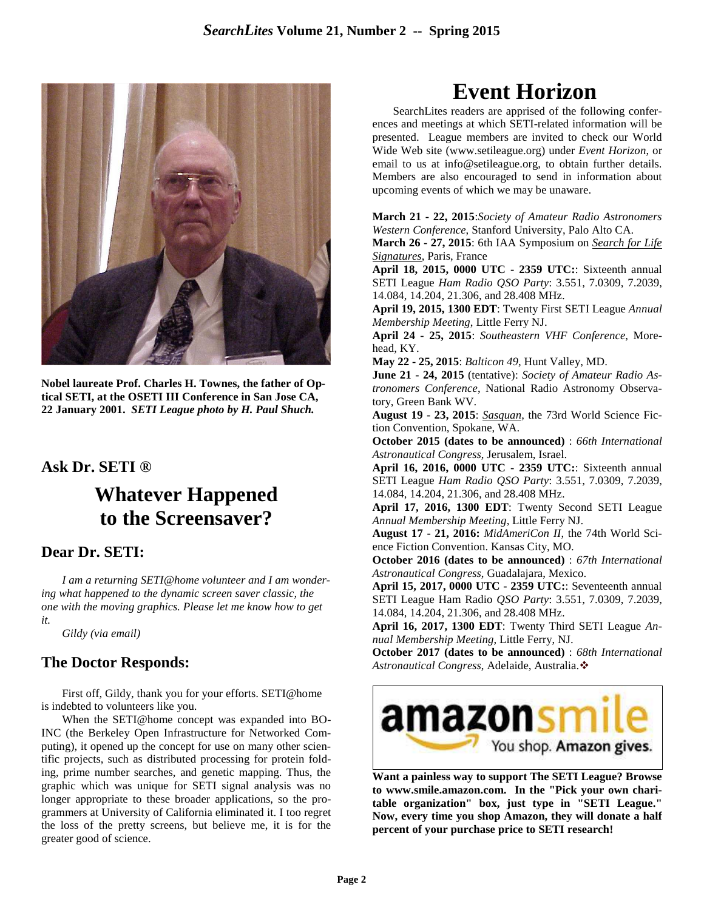Nobel laureate Prof. Charles H. Townes, the father of Optical SETI, at the OSETI III Conference in San Jose CA, 22 January 2001. *SETI League photo by H. Paul Shuch.*

## Ask Dr. SETI ®

# Whatever Happened to the Screensaver?

### Dear Dr. SETI:

*I am a returning SETI@home volunteer and I am wondering what happened to the dynamic screen saver classic, the one with the moving graphics. Please let me know how to get it.*

*Gildy (via email)*

### The Doctor Responds:

First off, Gildy, thank you for your efforts. SETI@home is indebted to volunteers like you.

When the SETI@home concept was expanded into BOINC (the Berkeley Open Infrastructure for Networked Computing), it opened up the concept for use on many other scientific projects, such as distributed processing for protein folding, prime number searches, and genetic mapping. Thus, the graphic which was unique for SETI signal analysis was no longer appropriate to these broader applications, so the programmers at University of California eliminated it. I too regret the loss of the pretty screens, but believe me, it is for the greater good of science.

# Event Horizon

SearchLites readers are apprised of the following conferences and meetings at which SETI-related information will be presented. League members are invited to check our World Wide Web site (www.setileague.org) under *Event Horizon*, or email to us at info@setileague.org, to obtain further details. Members are also encouraged to send in information about upcoming events of which we may be unaware.

**March 21 - 22, 2015**:*Society of Amateur Radio Astronomers Western Conference*, Stanford University, Palo Alto CA.

**March 26 - 27, 2015**: 6th IAA Symposium on *Search for Life Signatures*, Paris, France

**April 18, 2015, 0000 UTC - 2359 UTC:**: Sixteenth annual SETI League *Ham Radio QSO Party*: 3.551, 7.0309, 7.2039, 14.084, 14.204, 21.306, and 28.408 MHz.

**April 19, 2015, 1300 EDT**: Twenty First SETI League *Annual Membership Meeting*, Little Ferry NJ.

**April 24 - 25, 2015**: *Southeastern VHF Conference*, Morehead, KY.

**May 22 - 25, 2015**: *Balticon 49*, Hunt Valley, MD.

**June 21 - 24, 2015** (tentative): *Society of Amateur Radio Astronomers Conference*, National Radio Astronomy Observatory, Green Bank WV.

**August 19 - 23, 2015**: *Sasquan*, the 73rd World Science Fiction Convention, Spokane, WA.

**October 2015 (dates to be announced)** : *66th International Astronautical Congress*, Jerusalem, Israel.

**April 16, 2016, 0000 UTC - 2359 UTC:**: Sixteenth annual SETI League *Ham Radio QSO Party*: 3.551, 7.0309, 7.2039, 14.084, 14.204, 21.306, and 28.408 MHz.

**April 17, 2016, 1300 EDT**: Twenty Second SETI League *Annual Membership Meeting*, Little Ferry NJ.

**August 17 - 21, 2016:** *MidAmeriCon II*, the 74th World Science Fiction Convention. Kansas City, MO.

**October 2016 (dates to be announced)** : *67th International Astronautical Congress*, Guadalajara, Mexico.

**April 15, 2017, 0000 UTC - 2359 UTC:**: Seventeenth annual SETI League Ham Radio *QSO Party*: 3.551, 7.0309, 7.2039, 14.084, 14.204, 21.306, and 28.408 MHz.

**April 16, 2017, 1300 EDT**: Twenty Third SETI League *Annual Membership Meeting*, Little Ferry, NJ.

**October 2017 (dates to be announced)** : *68th International Astronautical Congress*, Adelaide, Australia.❖

amazonsmile — You shop. Amazon gives.

**Want a painless way to support The SETI League? Browse to www.smile.amazon.com. In the "Pick your own charitable organization" box, just type in "SETI League." Now, every time you shop Amazon, they will donate a half percent of your purchase price to SETI research!**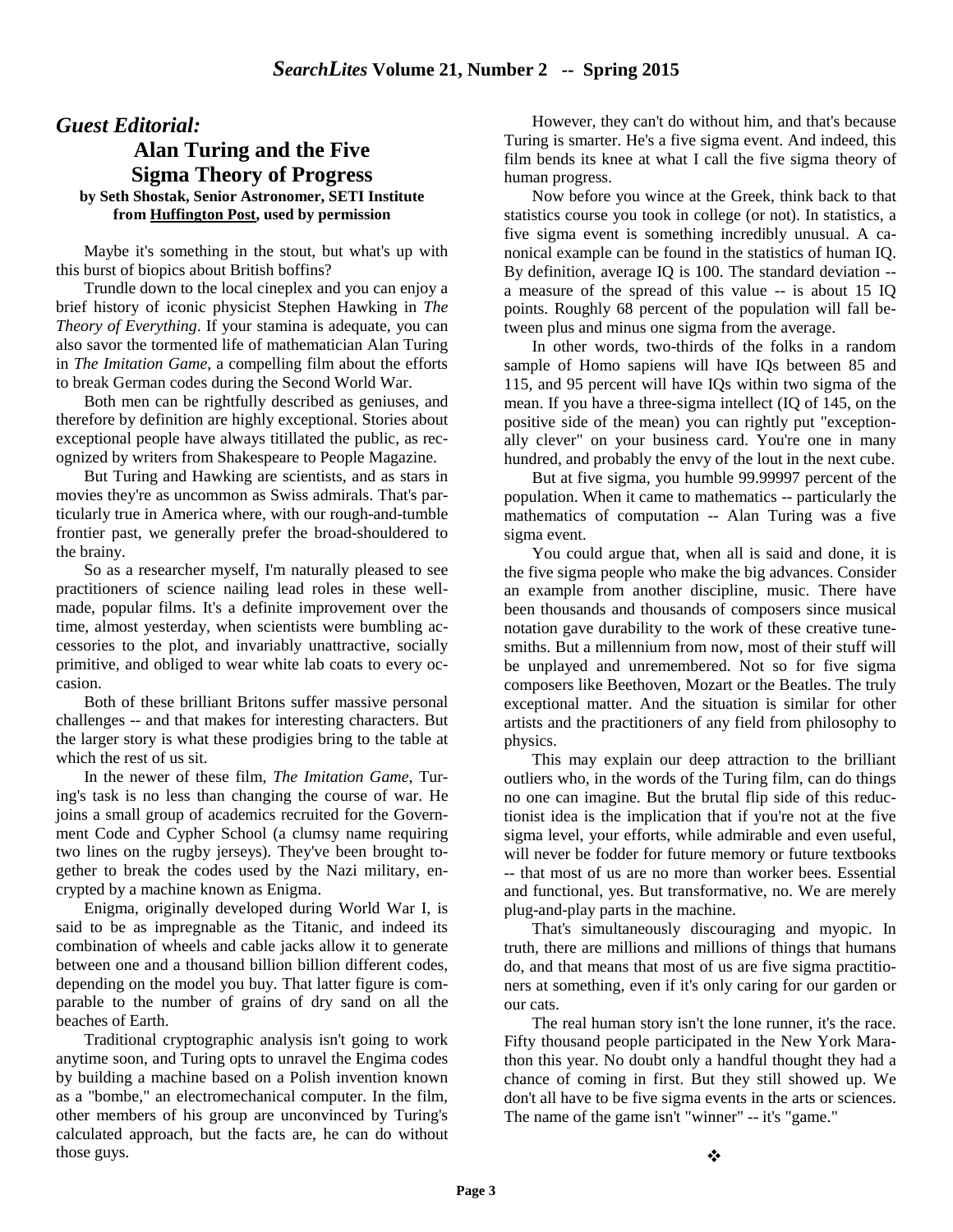## *Guest Editorial:*

# Alan Turing and the Five Sigma Theory of Progress

**by Seth Shostak, Senior Astronomer, SETI Institute**
**from Huffington Post, used by permission**

Maybe it's something in the stout, but what's up with this burst of biopics about British boffins?

Trundle down to the local cineplex and you can enjoy a brief history of iconic physicist Stephen Hawking in *The Theory of Everything*. If your stamina is adequate, you can also savor the tormented life of mathematician Alan Turing in *The Imitation Game*, a compelling film about the efforts to break German codes during the Second World War.

Both men can be rightfully described as geniuses, and therefore by definition are highly exceptional. Stories about exceptional people have always titillated the public, as recognized by writers from Shakespeare to People Magazine.

But Turing and Hawking are scientists, and as stars in movies they're as uncommon as Swiss admirals. That's particularly true in America where, with our rough-and-tumble frontier past, we generally prefer the broad-shouldered to the brainy.

So as a researcher myself, I'm naturally pleased to see practitioners of science nailing lead roles in these well-made, popular films. It's a definite improvement over the time, almost yesterday, when scientists were bumbling accessories to the plot, and invariably unattractive, socially primitive, and obliged to wear white lab coats to every occasion.

Both of these brilliant Britons suffer massive personal challenges -- and that makes for interesting characters. But the larger story is what these prodigies bring to the table at which the rest of us sit.

In the newer of these film, *The Imitation Game*, Turing's task is no less than changing the course of war. He joins a small group of academics recruited for the Government Code and Cypher School (a clumsy name requiring two lines on the rugby jerseys). They've been brought together to break the codes used by the Nazi military, encrypted by a machine known as Enigma.

Enigma, originally developed during World War I, is said to be as impregnable as the Titanic, and indeed its combination of wheels and cable jacks allow it to generate between one and a thousand billion billion different codes, depending on the model you buy. That latter figure is comparable to the number of grains of dry sand on all the beaches of Earth.

Traditional cryptographic analysis isn't going to work anytime soon, and Turing opts to unravel the Engima codes by building a machine based on a Polish invention known as a "bombe," an electromechanical computer. In the film, other members of his group are unconvinced by Turing's calculated approach, but the facts are, he can do without those guys.

However, they can't do without him, and that's because Turing is smarter. He's a five sigma event. And indeed, this film bends its knee at what I call the five sigma theory of human progress.

Now before you wince at the Greek, think back to that statistics course you took in college (or not). In statistics, a five sigma event is something incredibly unusual. A canonical example can be found in the statistics of human IQ. By definition, average IQ is 100. The standard deviation -- a measure of the spread of this value -- is about 15 IQ points. Roughly 68 percent of the population will fall between plus and minus one sigma from the average.

In other words, two-thirds of the folks in a random sample of Homo sapiens will have IQs between 85 and 115, and 95 percent will have IQs within two sigma of the mean. If you have a three-sigma intellect (IQ of 145, on the positive side of the mean) you can rightly put "exceptionally clever" on your business card. You're one in many hundred, and probably the envy of the lout in the next cube.

But at five sigma, you humble 99.99997 percent of the population. When it came to mathematics -- particularly the mathematics of computation -- Alan Turing was a five sigma event.

You could argue that, when all is said and done, it is the five sigma people who make the big advances. Consider an example from another discipline, music. There have been thousands and thousands of composers since musical notation gave durability to the work of these creative tunesmiths. But a millennium from now, most of their stuff will be unplayed and unremembered. Not so for five sigma composers like Beethoven, Mozart or the Beatles. The truly exceptional matter. And the situation is similar for other artists and the practitioners of any field from philosophy to physics.

This may explain our deep attraction to the brilliant outliers who, in the words of the Turing film, can do things no one can imagine. But the brutal flip side of this reductionist idea is the implication that if you're not at the five sigma level, your efforts, while admirable and even useful, will never be fodder for future memory or future textbooks -- that most of us are no more than worker bees. Essential and functional, yes. But transformative, no. We are merely plug-and-play parts in the machine.

That's simultaneously discouraging and myopic. In truth, there are millions and millions of things that humans do, and that means that most of us are five sigma practitioners at something, even if it's only caring for our garden or our cats.

The real human story isn't the lone runner, it's the race. Fifty thousand people participated in the New York Marathon this year. No doubt only a handful thought they had a chance of coming in first. But they still showed up. We don't all have to be five sigma events in the arts or sciences. The name of the game isn't "winner" -- it's "game."

❖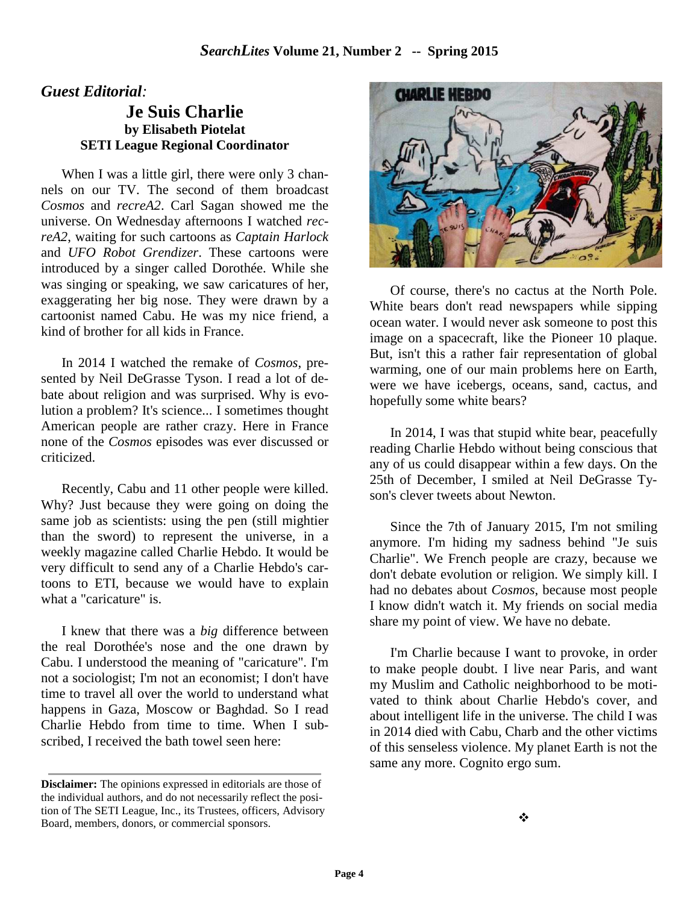*Guest Editorial*:

# Je Suis Charlie

**by Elisabeth Piotelat**
**SETI League Regional Coordinator**

When I was a little girl, there were only 3 channels on our TV. The second of them broadcast *Cosmos* and *recreA2*. Carl Sagan showed me the universe. On Wednesday afternoons I watched *recreA2*, waiting for such cartoons as *Captain Harlock* and *UFO Robot Grendizer*. These cartoons were introduced by a singer called Dorothée. While she was singing or speaking, we saw caricatures of her, exaggerating her big nose. They were drawn by a cartoonist named Cabu. He was my nice friend, a kind of brother for all kids in France.

In 2014 I watched the remake of *Cosmos*, presented by Neil DeGrasse Tyson. I read a lot of debate about religion and was surprised. Why is evolution a problem? It's science... I sometimes thought American people are rather crazy. Here in France none of the *Cosmos* episodes was ever discussed or criticized.

Recently, Cabu and 11 other people were killed. Why? Just because they were going on doing the same job as scientists: using the pen (still mightier than the sword) to represent the universe, in a weekly magazine called Charlie Hebdo. It would be very difficult to send any of a Charlie Hebdo's cartoons to ETI, because we would have to explain what a "caricature" is.

I knew that there was a *big* difference between the real Dorothée's nose and the one drawn by Cabu. I understood the meaning of "caricature". I'm not a sociologist; I'm not an economist; I don't have time to travel all over the world to understand what happens in Gaza, Moscow or Baghdad. So I read Charlie Hebdo from time to time. When I subscribed, I received the bath towel seen here:

Of course, there's no cactus at the North Pole. White bears don't read newspapers while sipping ocean water. I would never ask someone to post this image on a spacecraft, like the Pioneer 10 plaque. But, isn't this a rather fair representation of global warming, one of our main problems here on Earth, were we have icebergs, oceans, sand, cactus, and hopefully some white bears?

In 2014, I was that stupid white bear, peacefully reading Charlie Hebdo without being conscious that any of us could disappear within a few days. On the 25th of December, I smiled at Neil DeGrasse Tyson's clever tweets about Newton.

Since the 7th of January 2015, I'm not smiling anymore. I'm hiding my sadness behind "Je suis Charlie". We French people are crazy, because we don't debate evolution or religion. We simply kill. I had no debates about *Cosmos*, because most people I know didn't watch it. My friends on social media share my point of view. We have no debate.

I'm Charlie because I want to provoke, in order to make people doubt. I live near Paris, and want my Muslim and Catholic neighborhood to be motivated to think about Charlie Hebdo's cover, and about intelligent life in the universe. The child I was in 2014 died with Cabu, Charb and the other victims of this senseless violence. My planet Earth is not the same any more. Cognito ergo sum.

❖

---

**Disclaimer:** The opinions expressed in editorials are those of the individual authors, and do not necessarily reflect the position of The SETI League, Inc., its Trustees, officers, Advisory Board, members, donors, or commercial sponsors.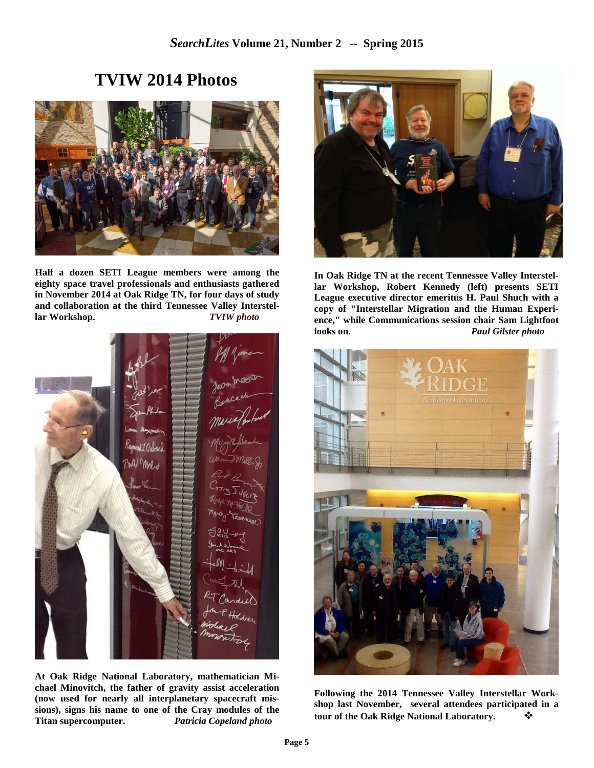# TVIW 2014 Photos

**Half a dozen SETI League members were among the eighty space travel professionals and enthusiasts gathered in November 2014 at Oak Ridge TN, for four days of study and collaboration at the third Tennessee Valley Interstellar Workshop.** ***TVIW photo***

**At Oak Ridge National Laboratory, mathematician Michael Minovitch, the father of gravity assist acceleration (now used for nearly all interplanetary spacecraft missions), signs his name to one of the Cray modules of the Titan supercomputer.** ***Patricia Copeland photo***

**In Oak Ridge TN at the recent Tennessee Valley Interstellar Workshop, Robert Kennedy (left) presents SETI League executive director emeritus H. Paul Shuch with a copy of "Interstellar Migration and the Human Experience," while Communications session chair Sam Lightfoot looks on.** ***Paul Gilster photo***

**Following the 2014 Tennessee Valley Interstellar Workshop last November, several attendees participated in a tour of the Oak Ridge National Laboratory.** ❖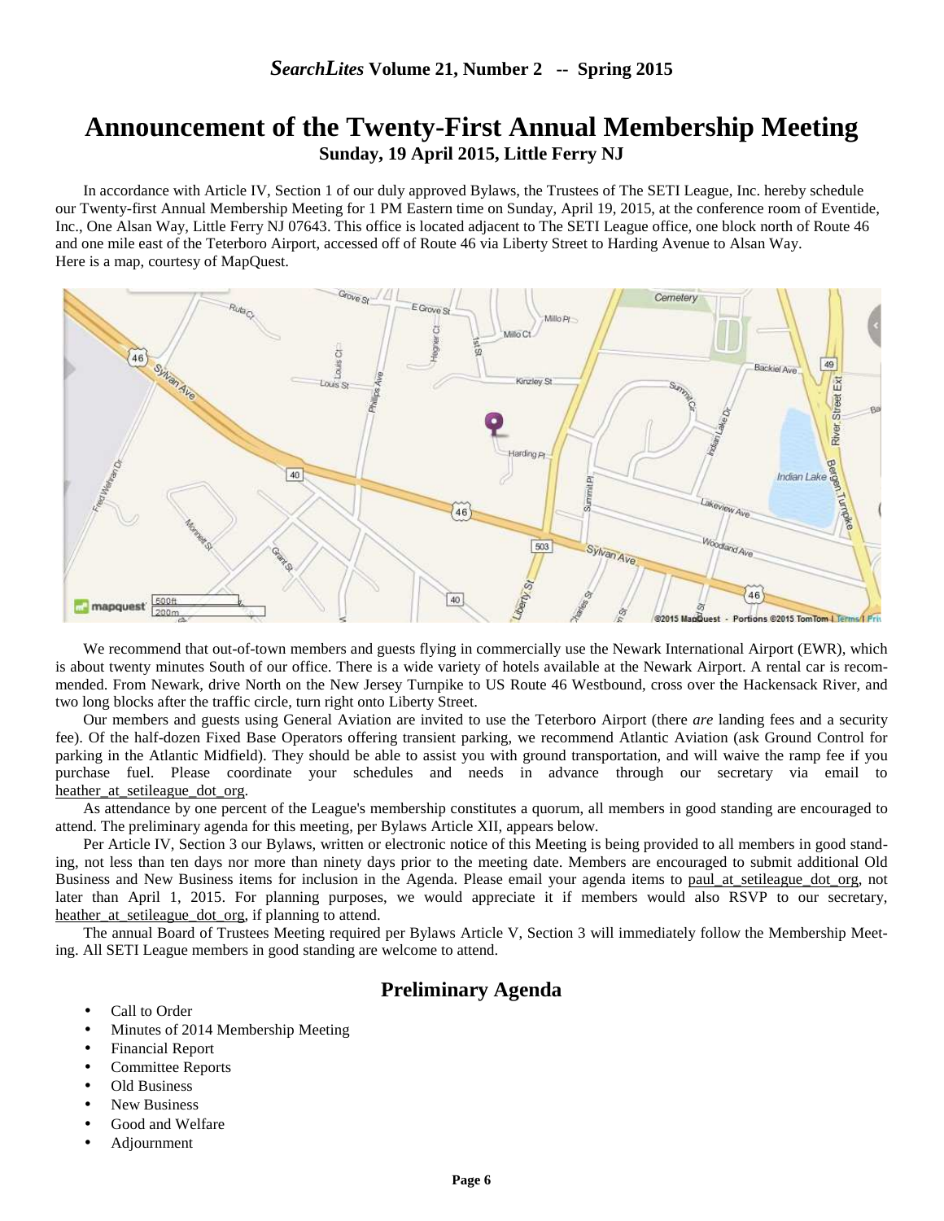# Announcement of the Twenty-First Annual Membership Meeting

**Sunday, 19 April 2015, Little Ferry NJ**

In accordance with Article IV, Section 1 of our duly approved Bylaws, the Trustees of The SETI League, Inc. hereby schedule our Twenty-first Annual Membership Meeting for 1 PM Eastern time on Sunday, April 19, 2015, at the conference room of Eventide, Inc., One Alsan Way, Little Ferry NJ 07643. This office is located adjacent to The SETI League office, one block north of Route 46 and one mile east of the Teterboro Airport, accessed off of Route 46 via Liberty Street to Harding Avenue to Alsan Way. Here is a map, courtesy of MapQuest.

We recommend that out-of-town members and guests flying in commercially use the Newark International Airport (EWR), which is about twenty minutes South of our office. There is a wide variety of hotels available at the Newark Airport. A rental car is recommended. From Newark, drive North on the New Jersey Turnpike to US Route 46 Westbound, cross over the Hackensack River, and two long blocks after the traffic circle, turn right onto Liberty Street.

Our members and guests using General Aviation are invited to use the Teterboro Airport (there *are* landing fees and a security fee). Of the half-dozen Fixed Base Operators offering transient parking, we recommend Atlantic Aviation (ask Ground Control for parking in the Atlantic Midfield). They should be able to assist you with ground transportation, and will waive the ramp fee if you purchase fuel. Please coordinate your schedules and needs in advance through our secretary via email to heather_at_setileague_dot_org.

As attendance by one percent of the League's membership constitutes a quorum, all members in good standing are encouraged to attend. The preliminary agenda for this meeting, per Bylaws Article XII, appears below.

Per Article IV, Section 3 our Bylaws, written or electronic notice of this Meeting is being provided to all members in good standing, not less than ten days nor more than ninety days prior to the meeting date. Members are encouraged to submit additional Old Business and New Business items for inclusion in the Agenda. Please email your agenda items to paul_at_setileague_dot_org, not later than April 1, 2015. For planning purposes, we would appreciate it if members would also RSVP to our secretary, heather_at_setileague_dot_org, if planning to attend.

The annual Board of Trustees Meeting required per Bylaws Article V, Section 3 will immediately follow the Membership Meeting. All SETI League members in good standing are welcome to attend.

## Preliminary Agenda

- Call to Order
- Minutes of 2014 Membership Meeting
- Financial Report
- Committee Reports
- Old Business
- New Business
- Good and Welfare
- Adjournment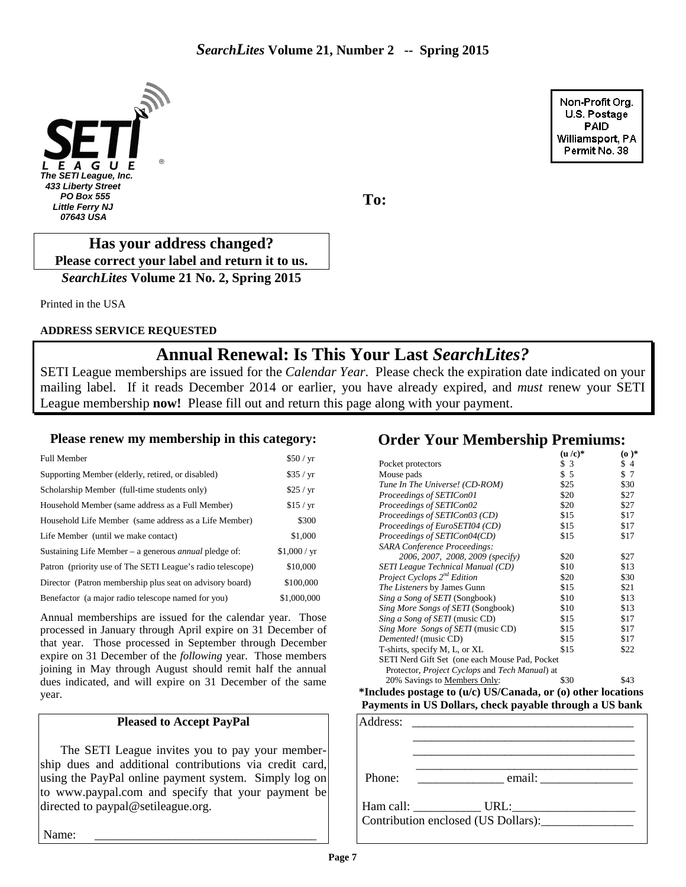# *SearchLites* Volume 21, Number 2 -- Spring 2015

**SETI LEAGUE** ®

*The SETI League, Inc.*
*433 Liberty Street*
*PO Box 555*
*Little Ferry NJ*
*07643 USA*

Non-Profit Org.
U.S. Postage
PAID
Williamsport, PA
Permit No. 38

**To:**

**Has your address changed?**
**Please correct your label and return it to us.**
***SearchLites* Volume 21 No. 2, Spring 2015**

Printed in the USA

**ADDRESS SERVICE REQUESTED**

## Annual Renewal: Is This Your Last *SearchLites?*

SETI League memberships are issued for the *Calendar Year*. Please check the expiration date indicated on your mailing label. If it reads December 2014 or earlier, you have already expired, and *must* renew your SETI League membership **now!** Please fill out and return this page along with your payment.

### Please renew my membership in this category:

| | |
|---|---|
| Full Member | $50 / yr |
| Supporting Member (elderly, retired, or disabled) | $35 / yr |
| Scholarship Member (full-time students only) | $25 / yr |
| Household Member (same address as a Full Member) | $15 / yr |
| Household Life Member (same address as a Life Member) | $300 |
| Life Member (until we make contact) | $1,000 |
| Sustaining Life Member – a generous *annual* pledge of: | $1,000 / yr |
| Patron (priority use of The SETI League's radio telescope) | $10,000 |
| Director (Patron membership plus seat on advisory board) | $100,000 |
| Benefactor (a major radio telescope named for you) | $1,000,000 |

Annual memberships are issued for the calendar year. Those processed in January through April expire on 31 December of that year. Those processed in September through December expire on 31 December of the *following* year. Those members joining in May through August should remit half the annual dues indicated, and will expire on 31 December of the same year.

**Pleased to Accept PayPal**

The SETI League invites you to pay your membership dues and additional contributions via credit card, using the PayPal online payment system. Simply log on to www.paypal.com and specify that your payment be directed to paypal@setileague.org.

Name: ___________________________________

## Order Your Membership Premiums:

| | (u /c)* | (o )* |
|---|---|---|
| Pocket protectors | $ 3 | $ 4 |
| Mouse pads | $ 5 | $ 7 |
| *Tune In The Universe! (CD-ROM)* | $25 | $30 |
| *Proceedings of SETICon01* | $20 | $27 |
| *Proceedings of SETICon02* | $20 | $27 |
| *Proceedings of SETICon03 (CD)* | $15 | $17 |
| *Proceedings of EuroSETI04 (CD)* | $15 | $17 |
| *Proceedings of SETICon04(CD)* | $15 | $17 |
| *SARA Conference Proceedings: 2006, 2007, 2008, 2009 (specify)* | $20 | $27 |
| *SETI League Technical Manual (CD)* | $10 | $13 |
| *Project Cyclops 2nd Edition* | $20 | $30 |
| *The Listeners* by James Gunn | $15 | $21 |
| *Sing a Song of SETI* (Songbook) | $10 | $13 |
| *Sing More Songs of SETI* (Songbook) | $10 | $13 |
| *Sing a Song of SETI* (music CD) | $15 | $17 |
| *Sing More Songs of SETI* (music CD) | $15 | $17 |
| *Demented!* (music CD) | $15 | $17 |
| T-shirts, specify M, L, or XL | $15 | $22 |
| SETI Nerd Gift Set (one each Mouse Pad, Pocket Protector, *Project Cyclops* and *Tech Manual*) at 20% Savings to Members Only: | $30 | $43 |

**\*Includes postage to (u/c) US/Canada, or (o) other locations**
**Payments in US Dollars, check payable through a US bank**

Address: _____________________________________
_____________________________________
_____________________________________
_____________________________________

Phone: ______________ email: _______________

Ham call: ___________ URL:____________________

Contribution enclosed (US Dollars):_______________